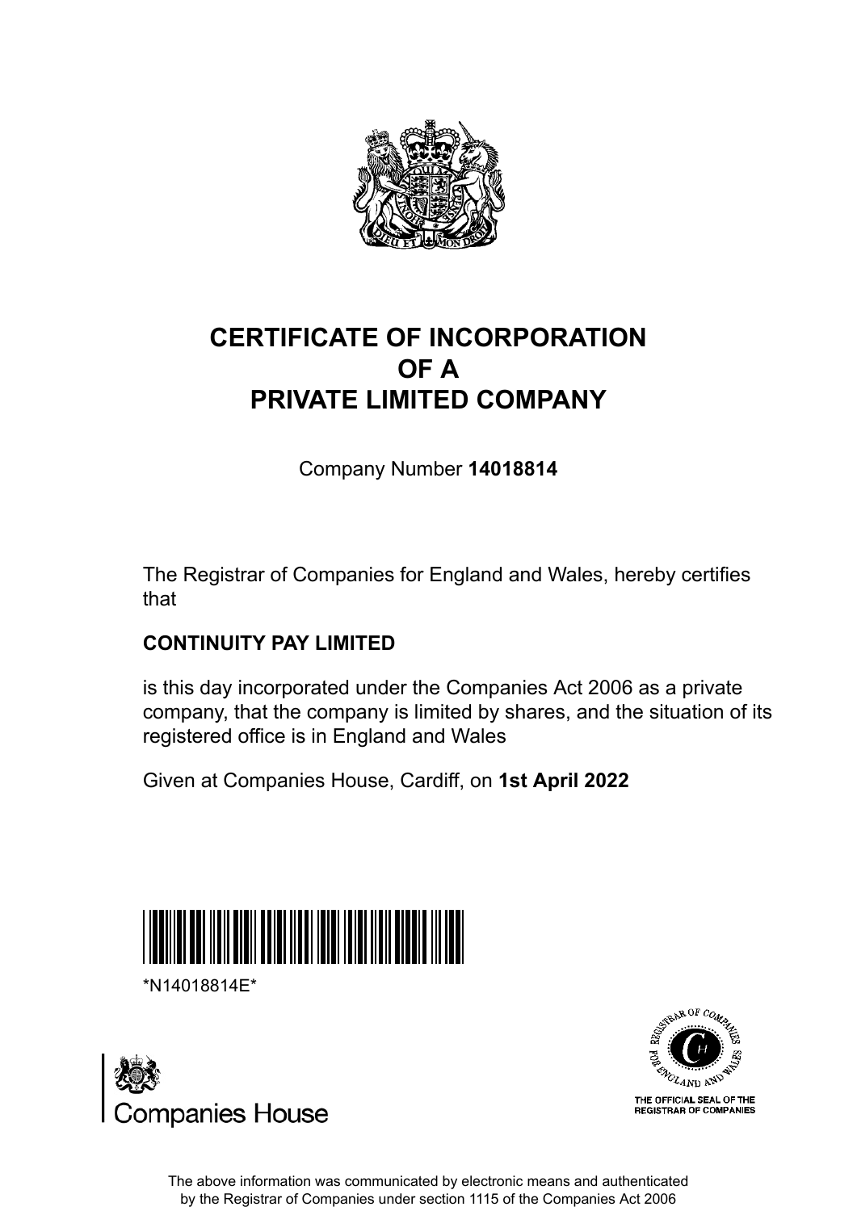# CERTIFICATE OF INCORPORATION OF A PRIVATE LIMITED COMPANY

Company Number **14018814**

The Registrar of Companies for England and Wales, hereby certifies that

**CONTINUITY PAY LIMITED**

is this day incorporated under the Companies Act 2006 as a private company, that the company is limited by shares, and the situation of its registered office is in England and Wales

Given at Companies House, Cardiff, on **1st April 2022**

*N14018814E*

Companies House

THE OFFICIAL SEAL OF THE REGISTRAR OF COMPANIES

The above information was communicated by electronic means and authenticated by the Registrar of Companies under section 1115 of the Companies Act 2006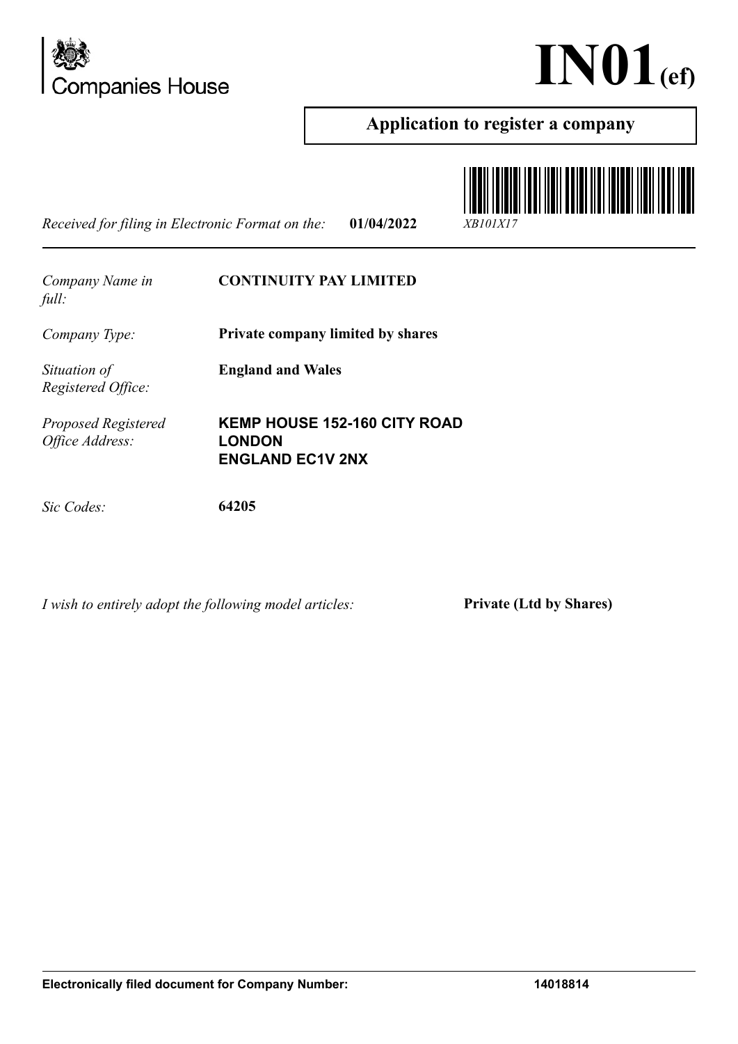# IN01(ef)

## Application to register a company

*Received for filing in Electronic Format on the:* **01/04/2022** *XB101X17*

| | |
|---|---|
| *Company Name in full:* | **CONTINUITY PAY LIMITED** |
| *Company Type:* | **Private company limited by shares** |
| *Situation of Registered Office:* | **England and Wales** |
| *Proposed Registered Office Address:* | **KEMP HOUSE 152-160 CITY ROAD LONDON ENGLAND EC1V 2NX** |
| *Sic Codes:* | **64205** |

*I wish to entirely adopt the following model articles:* **Private (Ltd by Shares)**

**Electronically filed document for Company Number: 14018814**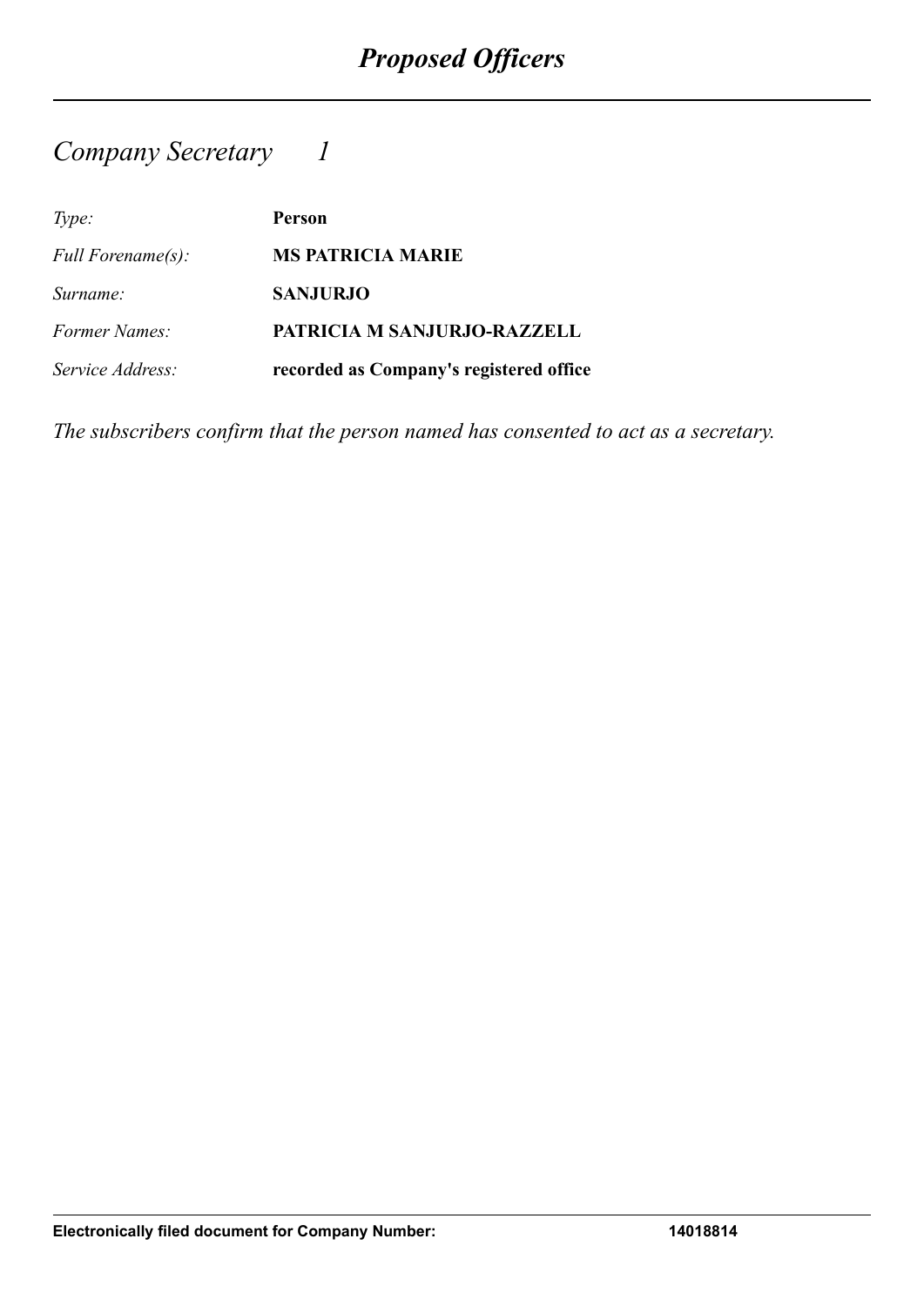# *Proposed Officers*

## *Company Secretary 1*

| | |
|---|---|
| *Type:* | **Person** |
| *Full Forename(s):* | **MS PATRICIA MARIE** |
| *Surname:* | **SANJURJO** |
| *Former Names:* | **PATRICIA M SANJURJO-RAZZELL** |
| *Service Address:* | **recorded as Company's registered office** |

*The subscribers confirm that the person named has consented to act as a secretary.*

**Electronically filed document for Company Number: 14018814**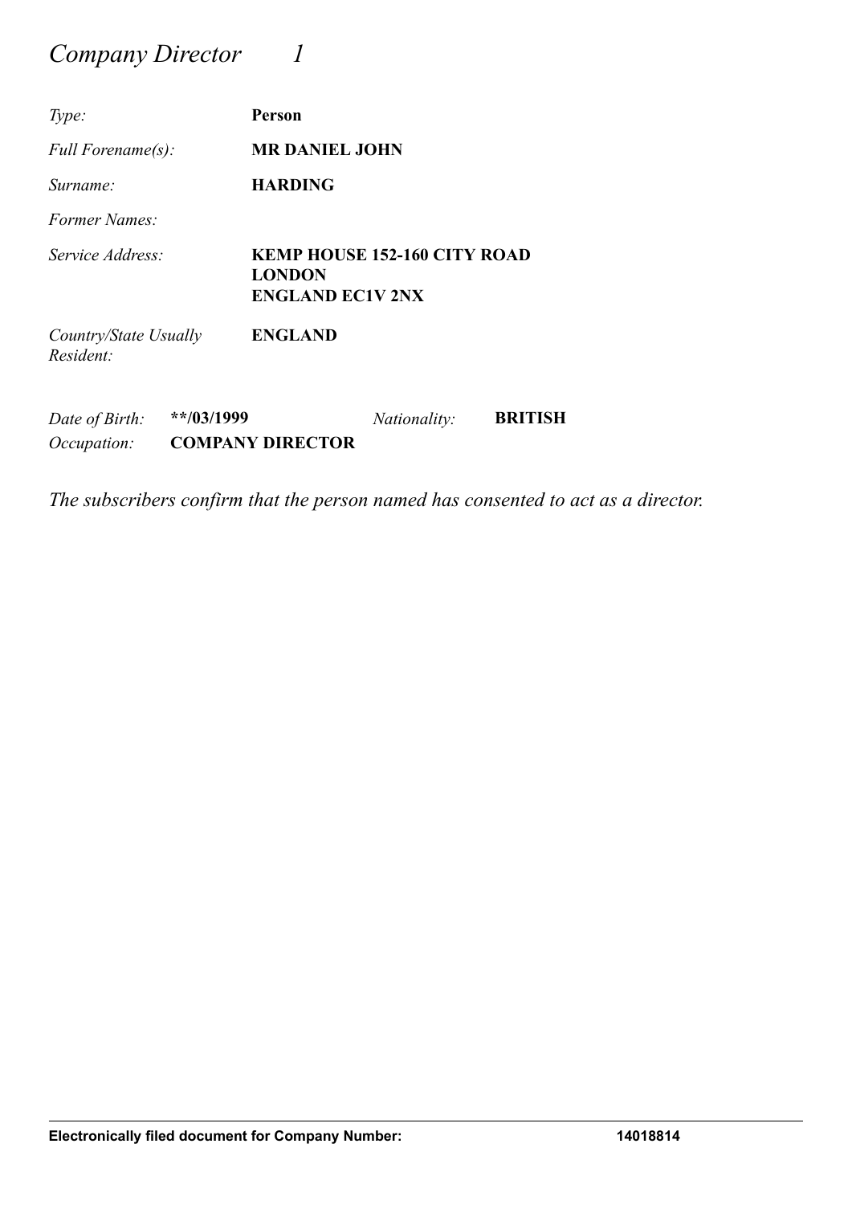## *Company Director 1*

| | |
|---|---|
| *Type:* | **Person** |
| *Full Forename(s):* | **MR DANIEL JOHN** |
| *Surname:* | **HARDING** |
| *Former Names:* | |
| *Service Address:* | **KEMP HOUSE 152-160 CITY ROAD<br>LONDON<br>ENGLAND EC1V 2NX** |
| *Country/State Usually Resident:* | **ENGLAND** |

| | | | |
|---|---|---|---|
| *Date of Birth:* | **\**/03/1999** | *Nationality:* | **BRITISH** |
| *Occupation:* | **COMPANY DIRECTOR** | | |

*The subscribers confirm that the person named has consented to act as a director.*

**Electronically filed document for Company Number: 14018814**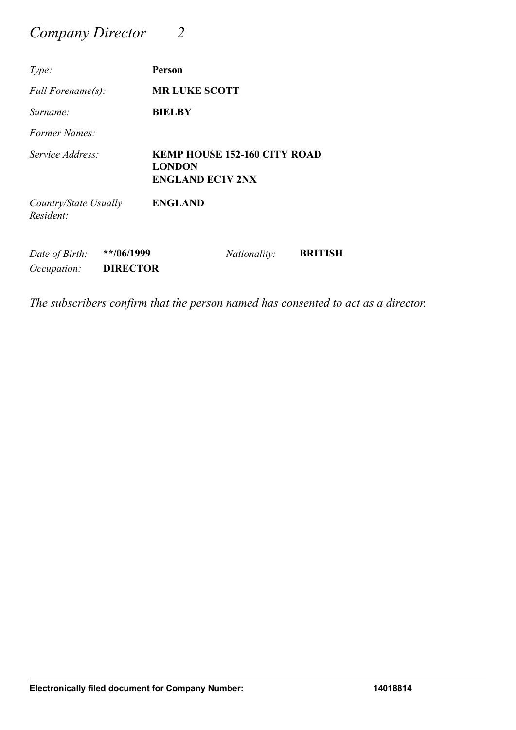# *Company Director 2*

| | |
|---|---|
| *Type:* | **Person** |
| *Full Forename(s):* | **MR LUKE SCOTT** |
| *Surname:* | **BIELBY** |
| *Former Names:* | |
| *Service Address:* | **KEMP HOUSE 152-160 CITY ROAD**<br>**LONDON**<br>**ENGLAND EC1V 2NX** |
| *Country/State Usually Resident:* | **ENGLAND** |

| | | | |
|---|---|---|---|
| *Date of Birth:* | **\*\*/06/1999** | *Nationality:* | **BRITISH** |
| *Occupation:* | **DIRECTOR** | | |

*The subscribers confirm that the person named has consented to act as a director.*

**Electronically filed document for Company Number: 14018814**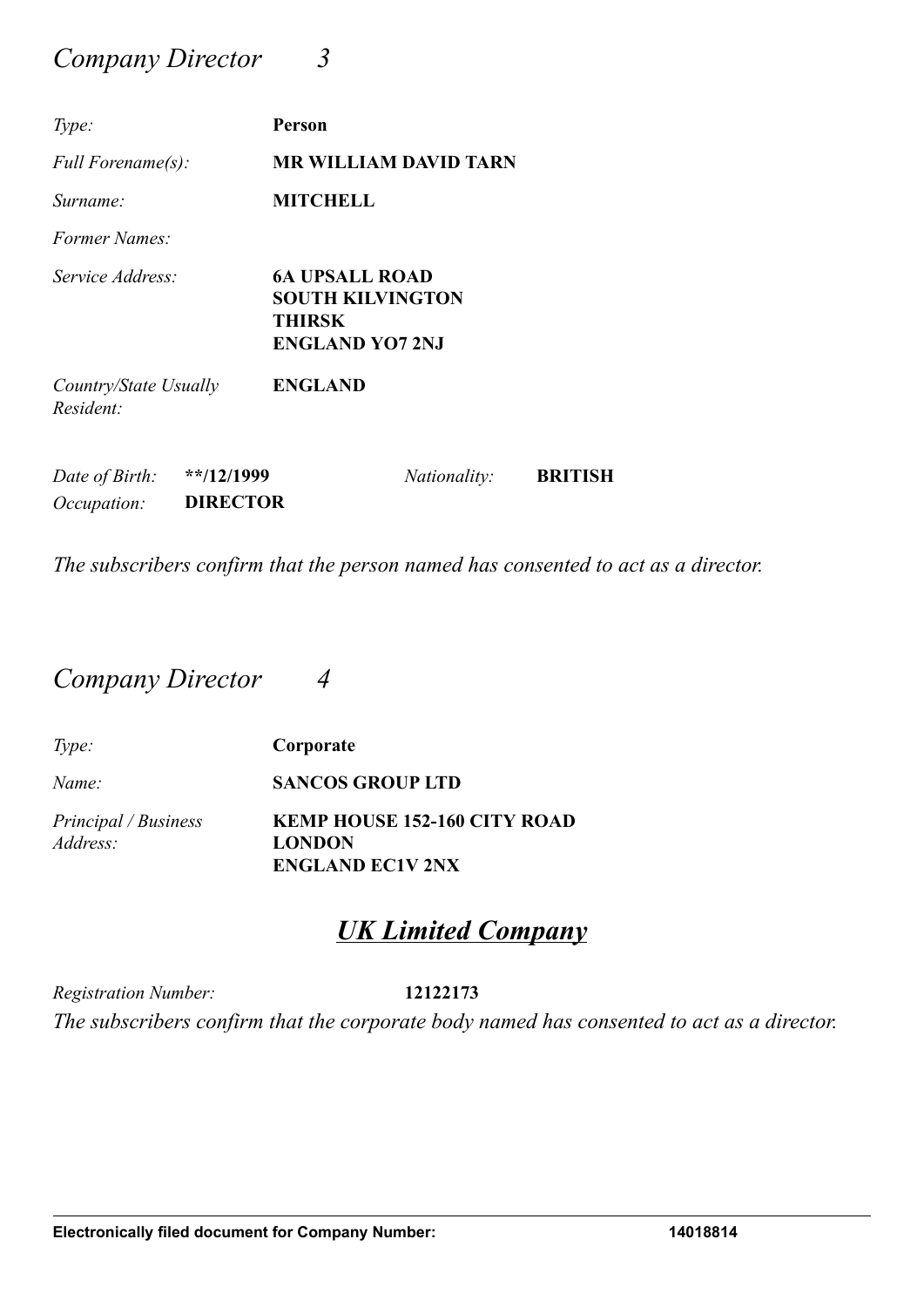## *Company Director 3*

| | |
|---|---|
| *Type:* | **Person** |
| *Full Forename(s):* | **MR WILLIAM DAVID TARN** |
| *Surname:* | **MITCHELL** |
| *Former Names:* | |
| *Service Address:* | **6A UPSALL ROAD<br>SOUTH KILVINGTON<br>THIRSK<br>ENGLAND YO7 2NJ** |
| *Country/State Usually Resident:* | **ENGLAND** |

*Date of Birth:* **\*\*/12/1999** *Nationality:* **BRITISH**

*Occupation:* **DIRECTOR**

*The subscribers confirm that the person named has consented to act as a director.*

## *Company Director 4*

| | |
|---|---|
| *Type:* | **Corporate** |
| *Name:* | **SANCOS GROUP LTD** |
| *Principal / Business Address:* | **KEMP HOUSE 152-160 CITY ROAD<br>LONDON<br>ENGLAND EC1V 2NX** |

### ***UK Limited Company***

*Registration Number:* **12122173**

*The subscribers confirm that the corporate body named has consented to act as a director.*

**Electronically filed document for Company Number: 14018814**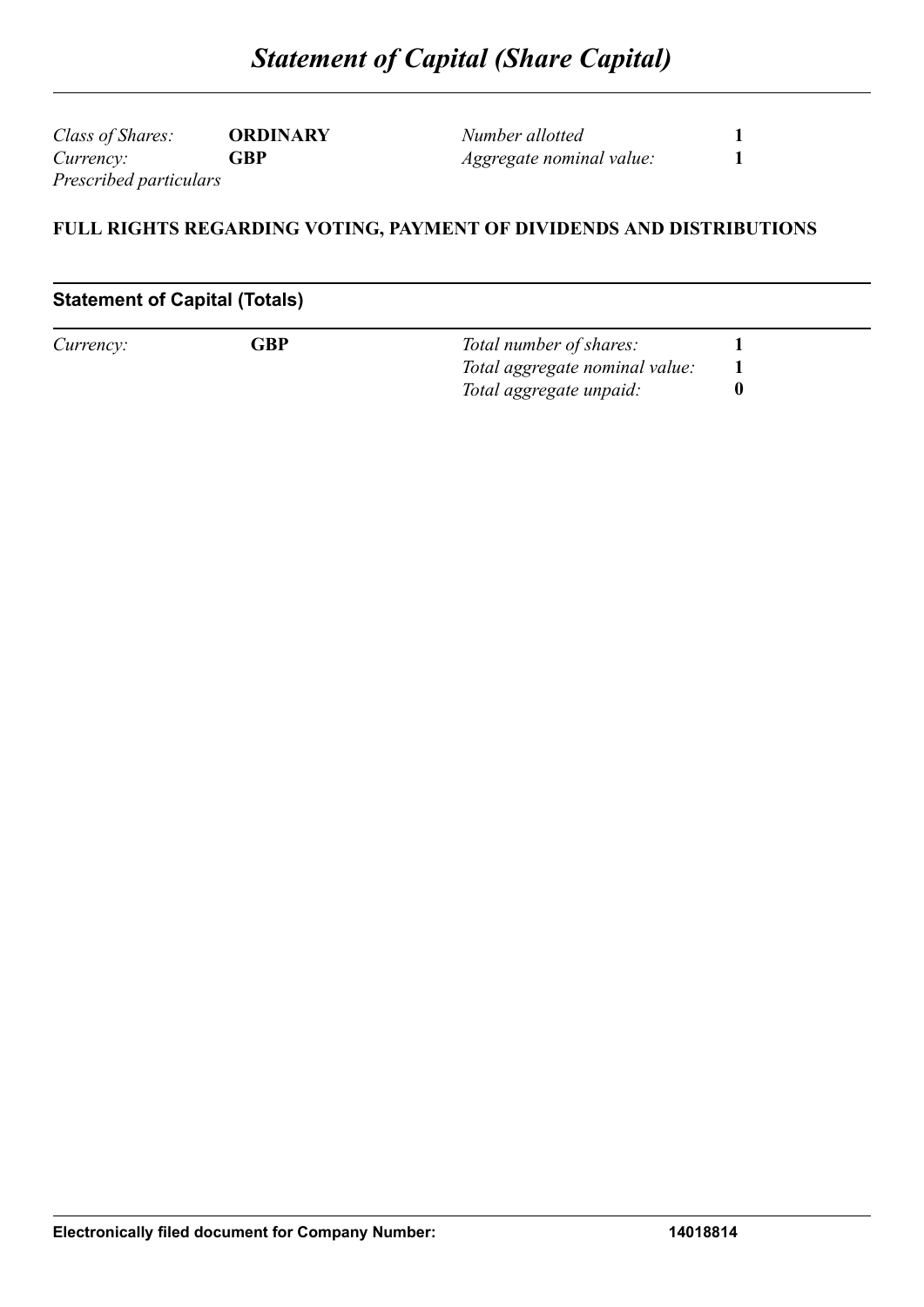# *Statement of Capital (Share Capital)*

| | | | |
|---|---|---|---|
| *Class of Shares:* | **ORDINARY** | *Number allotted* | **1** |
| *Currency:* | **GBP** | *Aggregate nominal value:* | **1** |

*Prescribed particulars*

**FULL RIGHTS REGARDING VOTING, PAYMENT OF DIVIDENDS AND DISTRIBUTIONS**

## Statement of Capital (Totals)

| | | | |
|---|---|---|---|
| *Currency:* | **GBP** | *Total number of shares:* | **1** |
| | | *Total aggregate nominal value:* | **1** |
| | | *Total aggregate unpaid:* | **0** |

**Electronically filed document for Company Number: 14018814**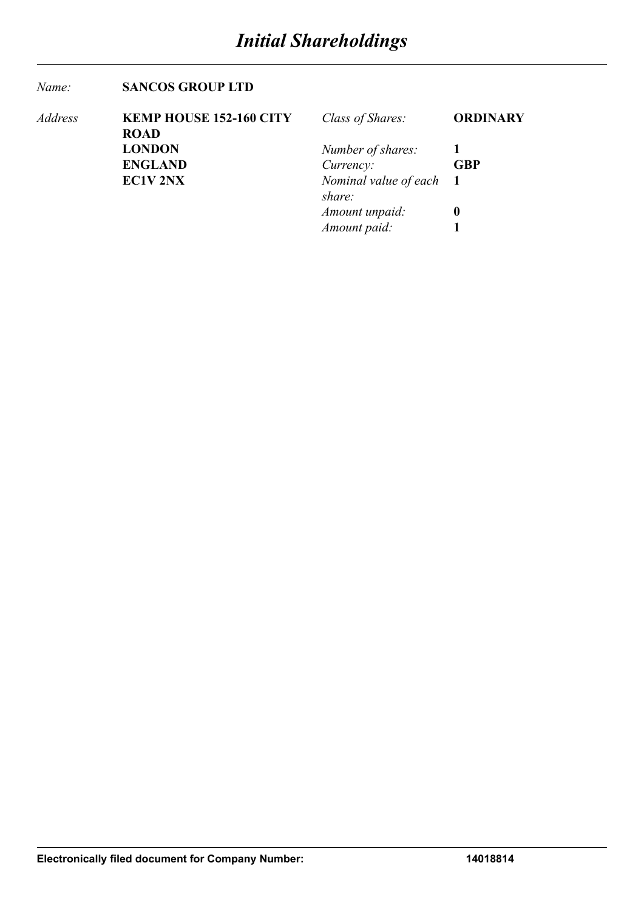# *Initial Shareholdings*

| | | | |
|---|---|---|---|
| *Name:* | **SANCOS GROUP LTD** | | |
| *Address* | **KEMP HOUSE 152-160 CITY ROAD** | *Class of Shares:* | **ORDINARY** |
| | **LONDON** | *Number of shares:* | **1** |
| | **ENGLAND** | *Currency:* | **GBP** |
| | **EC1V 2NX** | *Nominal value of each share:* | **1** |
| | | *Amount unpaid:* | **0** |
| | | *Amount paid:* | **1** |

**Electronically filed document for Company Number: 14018814**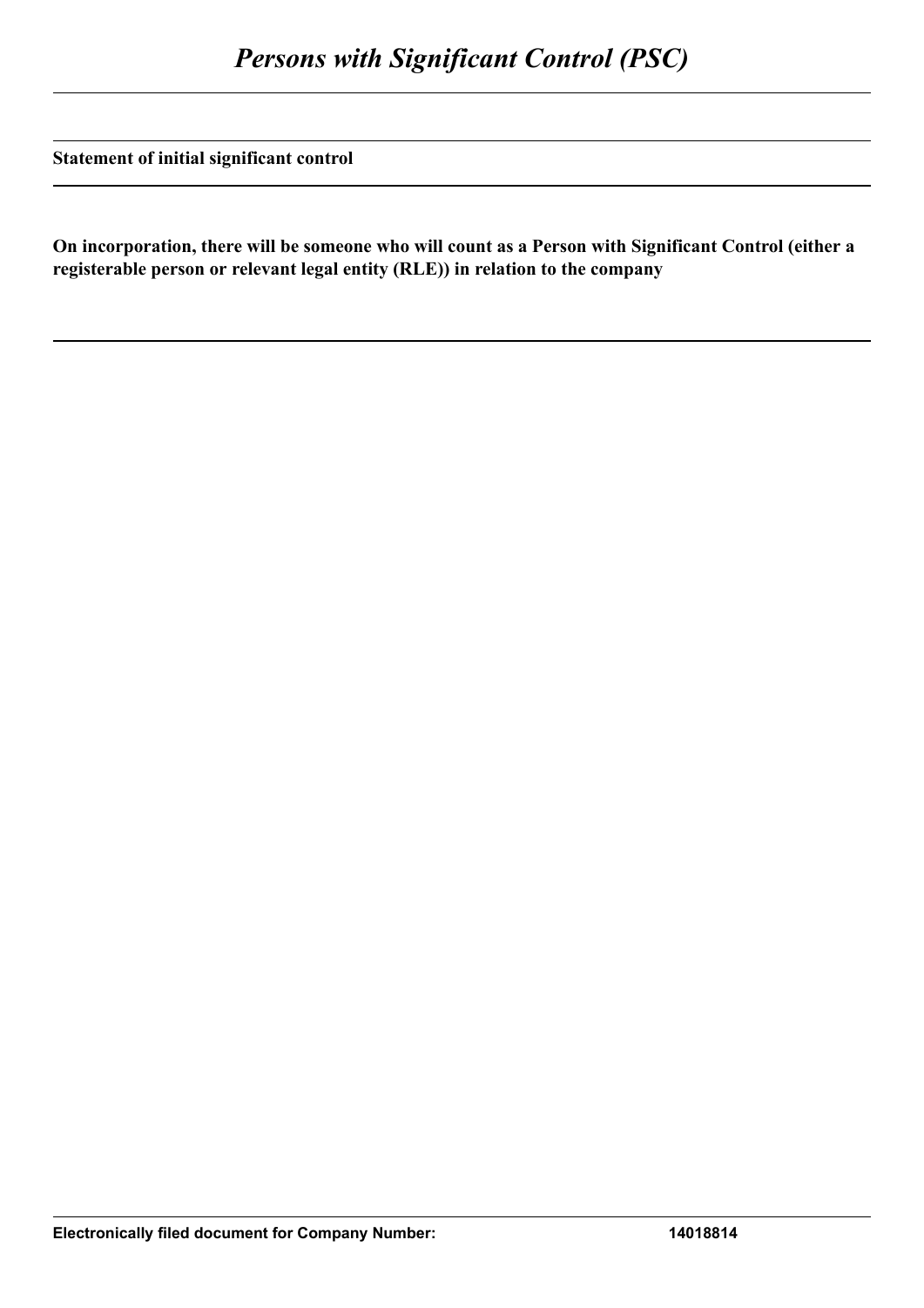# *Persons with Significant Control (PSC)*

**Statement of initial significant control**

**On incorporation, there will be someone who will count as a Person with Significant Control (either a registerable person or relevant legal entity (RLE)) in relation to the company**

**Electronically filed document for Company Number: 14018814**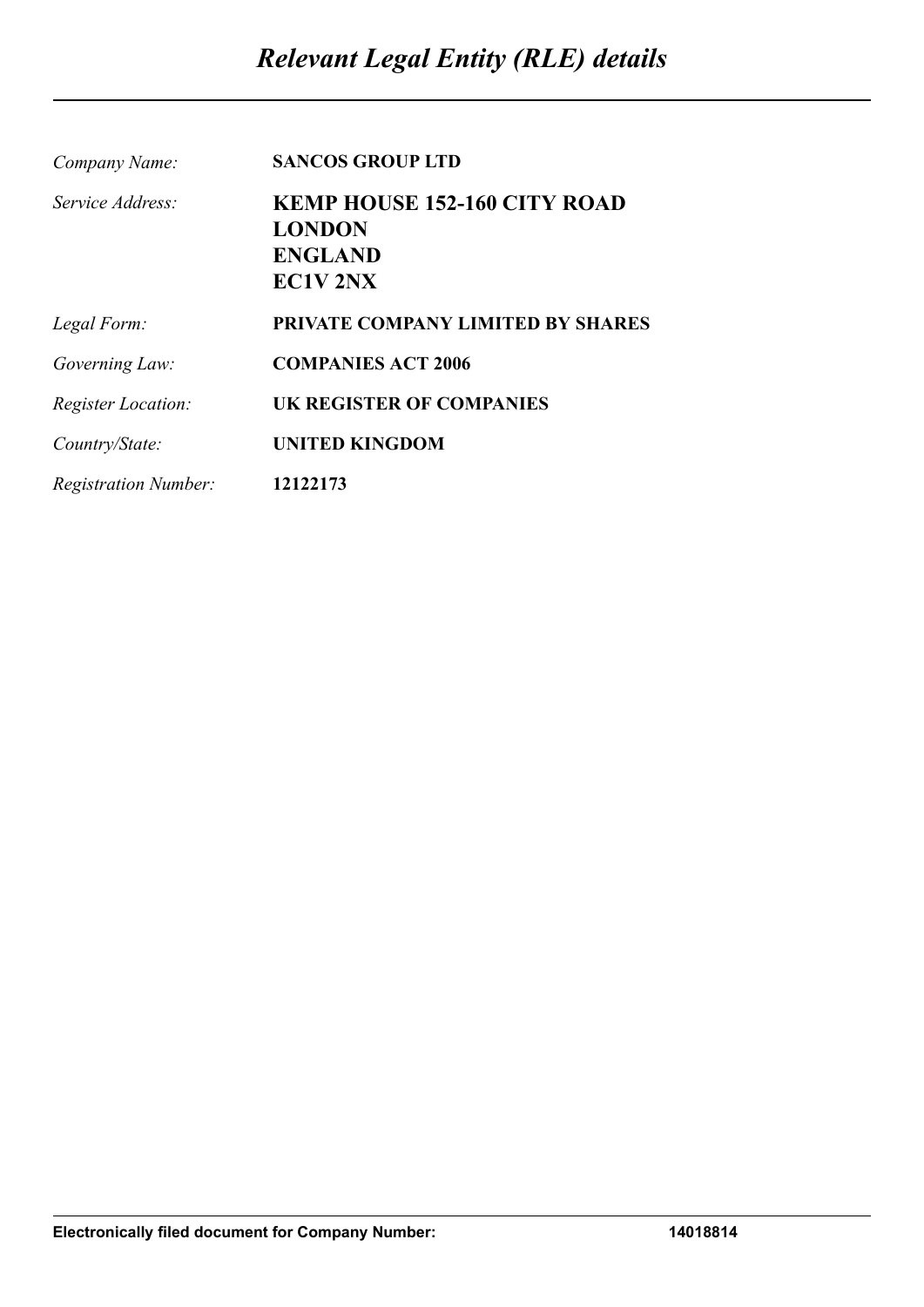# *Relevant Legal Entity (RLE) details*

| | |
|---|---|
| *Company Name:* | **SANCOS GROUP LTD** |
| *Service Address:* | **KEMP HOUSE 152-160 CITY ROAD**<br>**LONDON**<br>**ENGLAND**<br>**EC1V 2NX** |
| *Legal Form:* | **PRIVATE COMPANY LIMITED BY SHARES** |
| *Governing Law:* | **COMPANIES ACT 2006** |
| *Register Location:* | **UK REGISTER OF COMPANIES** |
| *Country/State:* | **UNITED KINGDOM** |
| *Registration Number:* | **12122173** |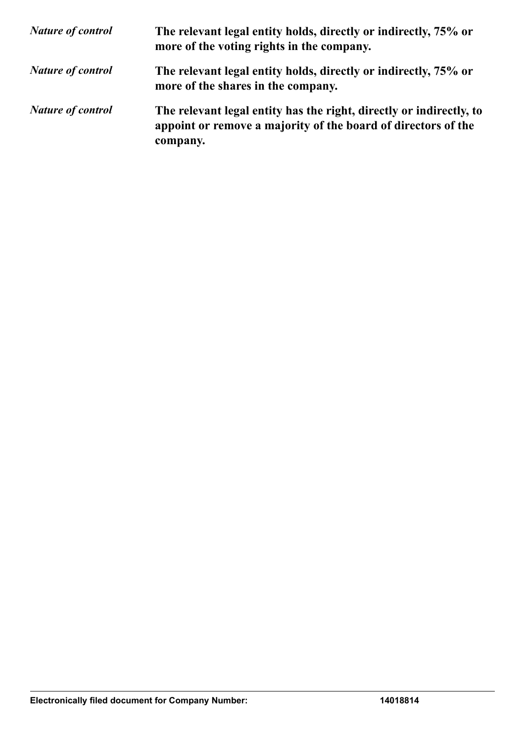*Nature of control* **The relevant legal entity holds, directly or indirectly, 75% or more of the voting rights in the company.**

*Nature of control* **The relevant legal entity holds, directly or indirectly, 75% or more of the shares in the company.**

*Nature of control* **The relevant legal entity has the right, directly or indirectly, to appoint or remove a majority of the board of directors of the company.**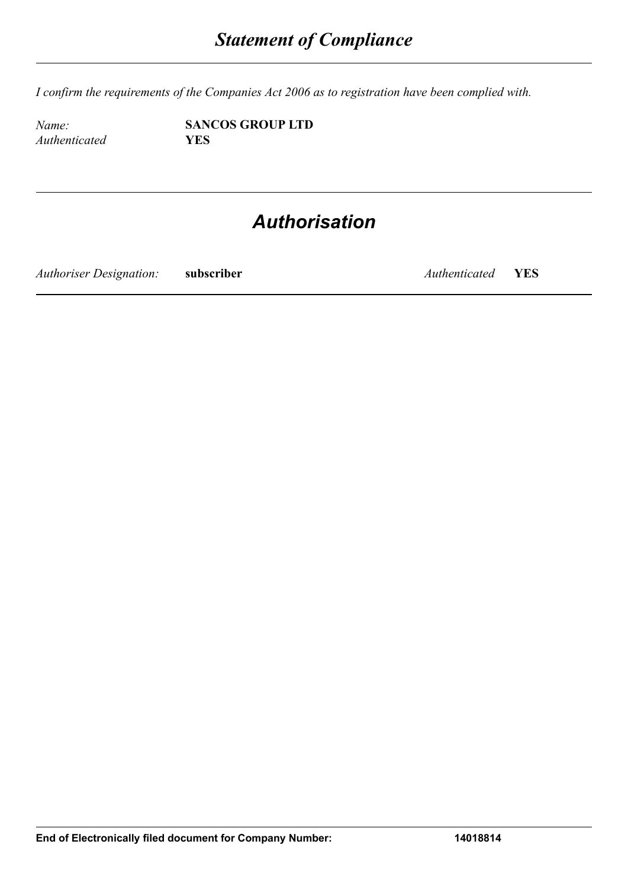# *Statement of Compliance*

*I confirm the requirements of the Companies Act 2006 as to registration have been complied with.*

| | |
|---|---|
| *Name:* | **SANCOS GROUP LTD** |
| *Authenticated* | **YES** |

# *Authorisation*

| | | | |
|---|---|---|---|
| *Authoriser Designation:* | **subscriber** | *Authenticated* | **YES** |

**End of Electronically filed document for Company Number: 14018814**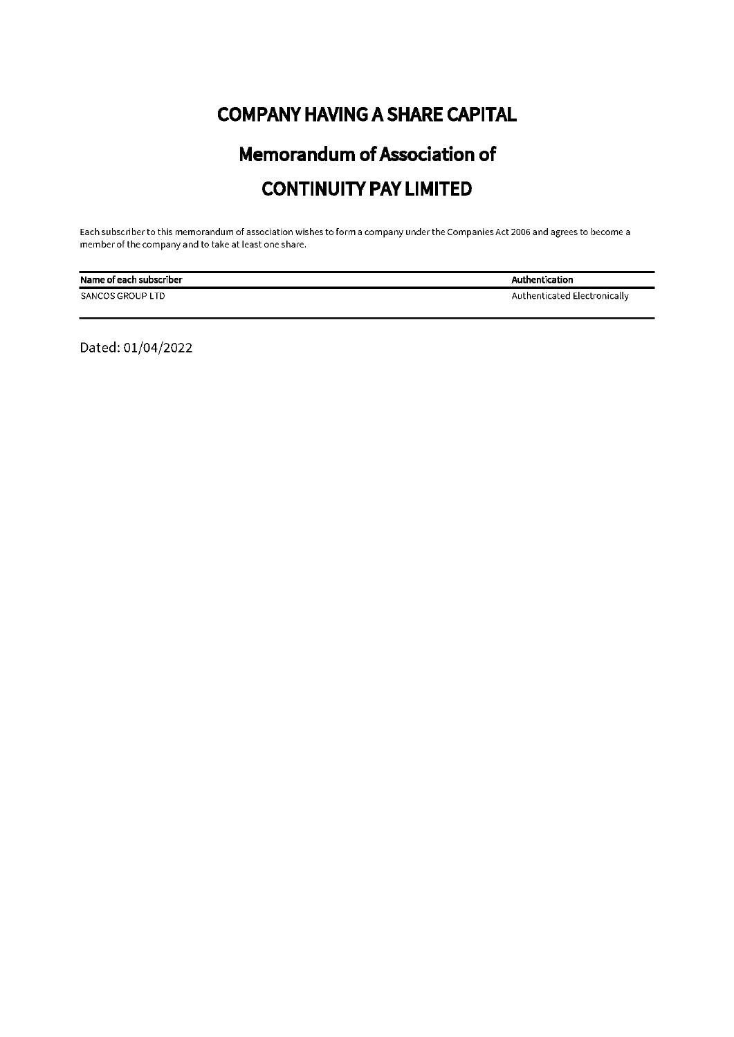# COMPANY HAVING A SHARE CAPITAL

## Memorandum of Association of

## CONTINUITY PAY LIMITED

Each subscriber to this memorandum of association wishes to form a company under the Companies Act 2006 and agrees to become a member of the company and to take at least one share.

| Name of each subscriber | Authentication |
| --- | --- |
| SANCOS GROUP LTD | Authenticated Electronically |

Dated: 01/04/2022